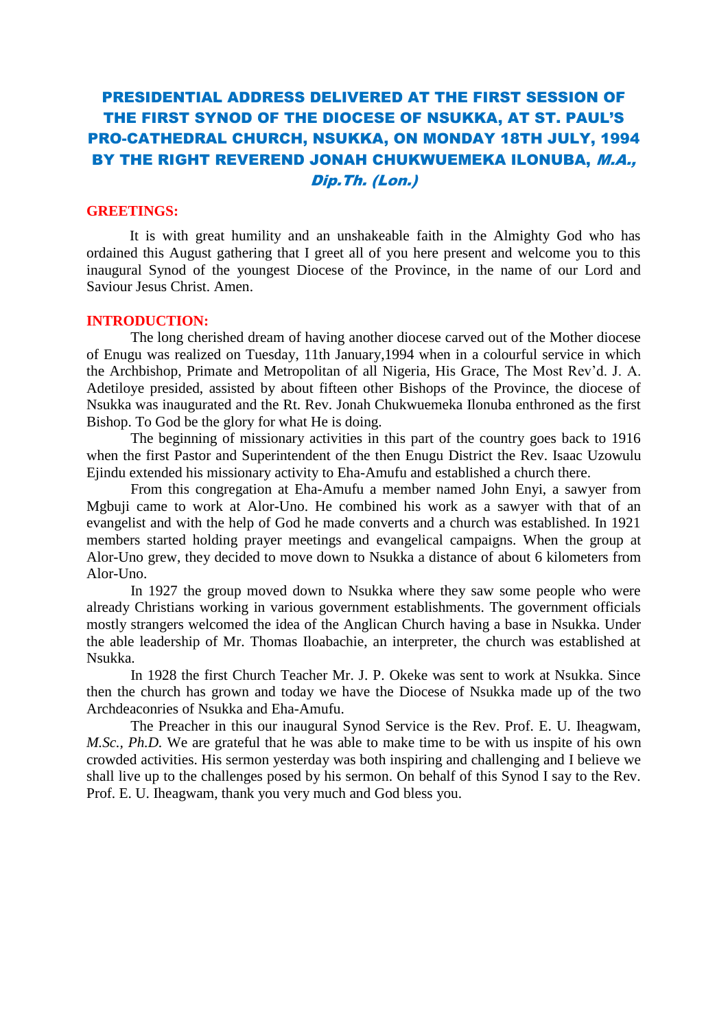# PRESIDENTIAL ADDRESS DELIVERED AT THE FIRST SESSION OF THE FIRST SYNOD OF THE DIOCESE OF NSUKKA, AT ST. PAUL'S PRO-CATHEDRAL CHURCH, NSUKKA, ON MONDAY 18TH JULY, 1994 BY THE RIGHT REVEREND JONAH CHUKWUEMEKA ILONUBA, *M.A., Dip.Th. (Lon.)*

## GREETINGS:

It is with great humility and an unshakeable faith in the Almighty God who has ordained this August gathering that I greet all of you here present and welcome you to this inaugural Synod of the youngest Diocese of the Province, in the name of our Lord and Saviour Jesus Christ. Amen.

## INTRODUCTION:

The long cherished dream of having another diocese carved out of the Mother diocese of Enugu was realized on Tuesday, 11th January,1994 when in a colourful service in which the Archbishop, Primate and Metropolitan of all Nigeria, His Grace, The Most Rev'd. J. A. Adetiloye presided, assisted by about fifteen other Bishops of the Province, the diocese of Nsukka was inaugurated and the Rt. Rev. Jonah Chukwuemeka Ilonuba enthroned as the first Bishop. To God be the glory for what He is doing.

The beginning of missionary activities in this part of the country goes back to 1916 when the first Pastor and Superintendent of the then Enugu District the Rev. Isaac Uzowulu Ejindu extended his missionary activity to Eha-Amufu and established a church there.

From this congregation at Eha-Amufu a member named John Enyi, a sawyer from Mgbuji came to work at Alor-Uno. He combined his work as a sawyer with that of an evangelist and with the help of God he made converts and a church was established. In 1921 members started holding prayer meetings and evangelical campaigns. When the group at Alor-Uno grew, they decided to move down to Nsukka a distance of about 6 kilometers from Alor-Uno.

In 1927 the group moved down to Nsukka where they saw some people who were already Christians working in various government establishments. The government officials mostly strangers welcomed the idea of the Anglican Church having a base in Nsukka. Under the able leadership of Mr. Thomas Iloabachie, an interpreter, the church was established at Nsukka.

In 1928 the first Church Teacher Mr. J. P. Okeke was sent to work at Nsukka. Since then the church has grown and today we have the Diocese of Nsukka made up of the two Archdeaconries of Nsukka and Eha-Amufu.

The Preacher in this our inaugural Synod Service is the Rev. Prof. E. U. Iheagwam, *M.Sc., Ph.D.* We are grateful that he was able to make time to be with us inspite of his own crowded activities. His sermon yesterday was both inspiring and challenging and I believe we shall live up to the challenges posed by his sermon. On behalf of this Synod I say to the Rev. Prof. E. U. Iheagwam, thank you very much and God bless you.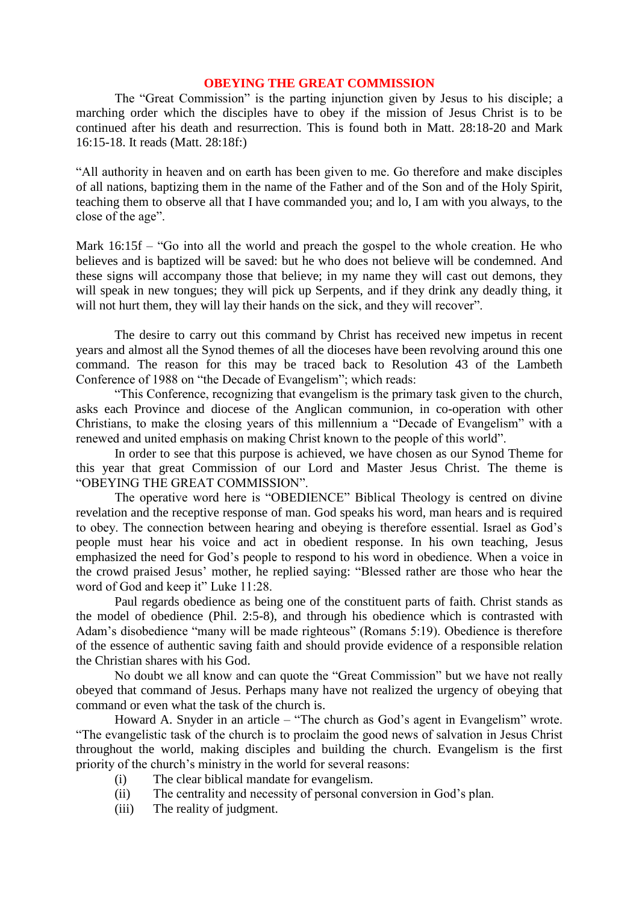## OBEYING THE GREAT COMMISSION

The "Great Commission" is the parting injunction given by Jesus to his disciple; a marching order which the disciples have to obey if the mission of Jesus Christ is to be continued after his death and resurrection. This is found both in Matt. 28:18-20 and Mark 16:15-18. It reads (Matt. 28:18f:)

"All authority in heaven and on earth has been given to me. Go therefore and make disciples of all nations, baptizing them in the name of the Father and of the Son and of the Holy Spirit, teaching them to observe all that I have commanded you; and lo, I am with you always, to the close of the age".

Mark 16:15f – "Go into all the world and preach the gospel to the whole creation. He who believes and is baptized will be saved: but he who does not believe will be condemned. And these signs will accompany those that believe; in my name they will cast out demons, they will speak in new tongues; they will pick up Serpents, and if they drink any deadly thing, it will not hurt them, they will lay their hands on the sick, and they will recover".

The desire to carry out this command by Christ has received new impetus in recent years and almost all the Synod themes of all the dioceses have been revolving around this one command. The reason for this may be traced back to Resolution 43 of the Lambeth Conference of 1988 on "the Decade of Evangelism"; which reads:

"This Conference, recognizing that evangelism is the primary task given to the church, asks each Province and diocese of the Anglican communion, in co-operation with other Christians, to make the closing years of this millennium a "Decade of Evangelism" with a renewed and united emphasis on making Christ known to the people of this world".

In order to see that this purpose is achieved, we have chosen as our Synod Theme for this year that great Commission of our Lord and Master Jesus Christ. The theme is "OBEYING THE GREAT COMMISSION".

The operative word here is "OBEDIENCE" Biblical Theology is centred on divine revelation and the receptive response of man. God speaks his word, man hears and is required to obey. The connection between hearing and obeying is therefore essential. Israel as God's people must hear his voice and act in obedient response. In his own teaching, Jesus emphasized the need for God's people to respond to his word in obedience. When a voice in the crowd praised Jesus' mother, he replied saying: "Blessed rather are those who hear the word of God and keep it" Luke 11:28.

Paul regards obedience as being one of the constituent parts of faith. Christ stands as the model of obedience (Phil. 2:5-8), and through his obedience which is contrasted with Adam's disobedience "many will be made righteous" (Romans 5:19). Obedience is therefore of the essence of authentic saving faith and should provide evidence of a responsible relation the Christian shares with his God.

No doubt we all know and can quote the "Great Commission" but we have not really obeyed that command of Jesus. Perhaps many have not realized the urgency of obeying that command or even what the task of the church is.

Howard A. Snyder in an article – "The church as God's agent in Evangelism" wrote. "The evangelistic task of the church is to proclaim the good news of salvation in Jesus Christ throughout the world, making disciples and building the church. Evangelism is the first priority of the church's ministry in the world for several reasons:

(i) The clear biblical mandate for evangelism.
(ii) The centrality and necessity of personal conversion in God's plan.
(iii) The reality of judgment.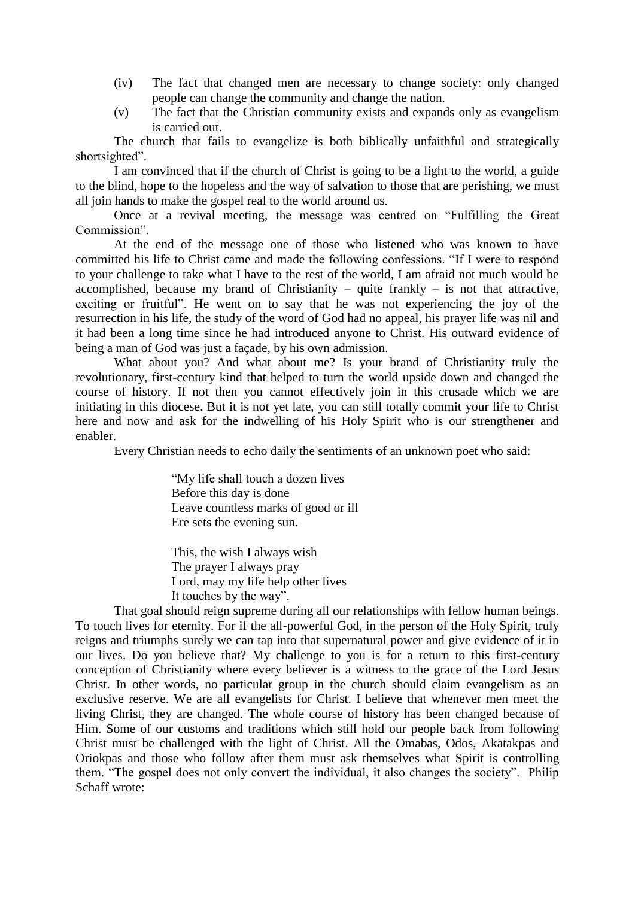(iv) The fact that changed men are necessary to change society: only changed people can change the community and change the nation.

(v) The fact that the Christian community exists and expands only as evangelism is carried out.

The church that fails to evangelize is both biblically unfaithful and strategically shortsighted".

I am convinced that if the church of Christ is going to be a light to the world, a guide to the blind, hope to the hopeless and the way of salvation to those that are perishing, we must all join hands to make the gospel real to the world around us.

Once at a revival meeting, the message was centred on "Fulfilling the Great Commission".

At the end of the message one of those who listened who was known to have committed his life to Christ came and made the following confessions. "If I were to respond to your challenge to take what I have to the rest of the world, I am afraid not much would be accomplished, because my brand of Christianity – quite frankly – is not that attractive, exciting or fruitful". He went on to say that he was not experiencing the joy of the resurrection in his life, the study of the word of God had no appeal, his prayer life was nil and it had been a long time since he had introduced anyone to Christ. His outward evidence of being a man of God was just a façade, by his own admission.

What about you? And what about me? Is your brand of Christianity truly the revolutionary, first-century kind that helped to turn the world upside down and changed the course of history. If not then you cannot effectively join in this crusade which we are initiating in this diocese. But it is not yet late, you can still totally commit your life to Christ here and now and ask for the indwelling of his Holy Spirit who is our strengthener and enabler.

Every Christian needs to echo daily the sentiments of an unknown poet who said:

> "My life shall touch a dozen lives
> Before this day is done
> Leave countless marks of good or ill
> Ere sets the evening sun.
>
> This, the wish I always wish
> The prayer I always pray
> Lord, may my life help other lives
> It touches by the way".

That goal should reign supreme during all our relationships with fellow human beings. To touch lives for eternity. For if the all-powerful God, in the person of the Holy Spirit, truly reigns and triumphs surely we can tap into that supernatural power and give evidence of it in our lives. Do you believe that? My challenge to you is for a return to this first-century conception of Christianity where every believer is a witness to the grace of the Lord Jesus Christ. In other words, no particular group in the church should claim evangelism as an exclusive reserve. We are all evangelists for Christ. I believe that whenever men meet the living Christ, they are changed. The whole course of history has been changed because of Him. Some of our customs and traditions which still hold our people back from following Christ must be challenged with the light of Christ. All the Omabas, Odos, Akatakpas and Oriokpas and those who follow after them must ask themselves what Spirit is controlling them. "The gospel does not only convert the individual, it also changes the society". Philip Schaff wrote: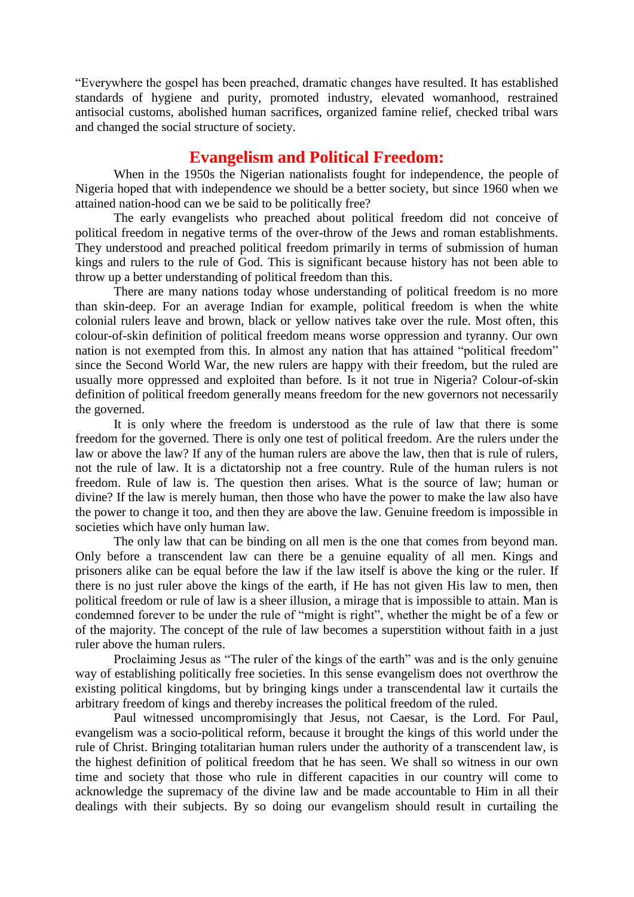"Everywhere the gospel has been preached, dramatic changes have resulted. It has established standards of hygiene and purity, promoted industry, elevated womanhood, restrained antisocial customs, abolished human sacrifices, organized famine relief, checked tribal wars and changed the social structure of society.

## Evangelism and Political Freedom:

When in the 1950s the Nigerian nationalists fought for independence, the people of Nigeria hoped that with independence we should be a better society, but since 1960 when we attained nation-hood can we be said to be politically free?

The early evangelists who preached about political freedom did not conceive of political freedom in negative terms of the over-throw of the Jews and roman establishments. They understood and preached political freedom primarily in terms of submission of human kings and rulers to the rule of God. This is significant because history has not been able to throw up a better understanding of political freedom than this.

There are many nations today whose understanding of political freedom is no more than skin-deep. For an average Indian for example, political freedom is when the white colonial rulers leave and brown, black or yellow natives take over the rule. Most often, this colour-of-skin definition of political freedom means worse oppression and tyranny. Our own nation is not exempted from this. In almost any nation that has attained "political freedom" since the Second World War, the new rulers are happy with their freedom, but the ruled are usually more oppressed and exploited than before. Is it not true in Nigeria? Colour-of-skin definition of political freedom generally means freedom for the new governors not necessarily the governed.

It is only where the freedom is understood as the rule of law that there is some freedom for the governed. There is only one test of political freedom. Are the rulers under the law or above the law? If any of the human rulers are above the law, then that is rule of rulers, not the rule of law. It is a dictatorship not a free country. Rule of the human rulers is not freedom. Rule of law is. The question then arises. What is the source of law; human or divine? If the law is merely human, then those who have the power to make the law also have the power to change it too, and then they are above the law. Genuine freedom is impossible in societies which have only human law.

The only law that can be binding on all men is the one that comes from beyond man. Only before a transcendent law can there be a genuine equality of all men. Kings and prisoners alike can be equal before the law if the law itself is above the king or the ruler. If there is no just ruler above the kings of the earth, if He has not given His law to men, then political freedom or rule of law is a sheer illusion, a mirage that is impossible to attain. Man is condemned forever to be under the rule of "might is right", whether the might be of a few or of the majority. The concept of the rule of law becomes a superstition without faith in a just ruler above the human rulers.

Proclaiming Jesus as "The ruler of the kings of the earth" was and is the only genuine way of establishing politically free societies. In this sense evangelism does not overthrow the existing political kingdoms, but by bringing kings under a transcendental law it curtails the arbitrary freedom of kings and thereby increases the political freedom of the ruled.

Paul witnessed uncompromisingly that Jesus, not Caesar, is the Lord. For Paul, evangelism was a socio-political reform, because it brought the kings of this world under the rule of Christ. Bringing totalitarian human rulers under the authority of a transcendent law, is the highest definition of political freedom that he has seen. We shall so witness in our own time and society that those who rule in different capacities in our country will come to acknowledge the supremacy of the divine law and be made accountable to Him in all their dealings with their subjects. By so doing our evangelism should result in curtailing the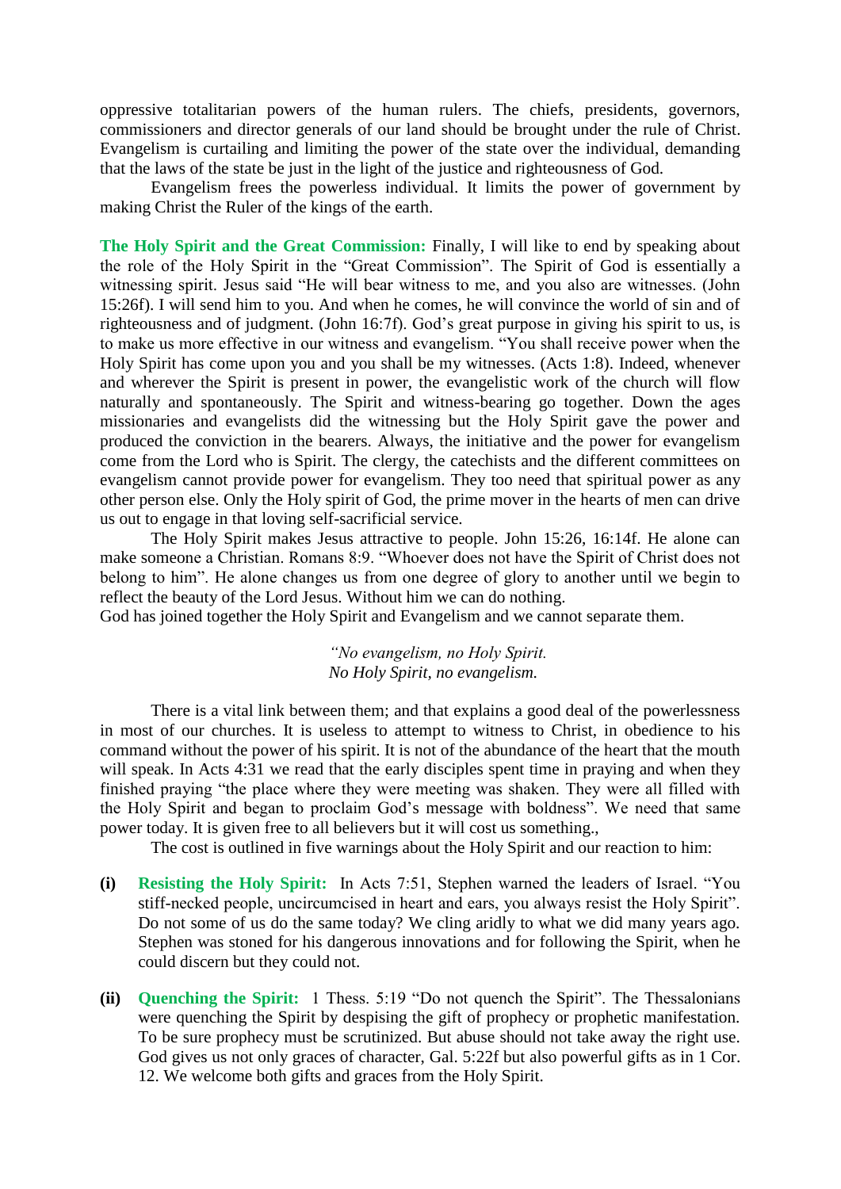oppressive totalitarian powers of the human rulers. The chiefs, presidents, governors, commissioners and director generals of our land should be brought under the rule of Christ. Evangelism is curtailing and limiting the power of the state over the individual, demanding that the laws of the state be just in the light of the justice and righteousness of God.

Evangelism frees the powerless individual. It limits the power of government by making Christ the Ruler of the kings of the earth.

**The Holy Spirit and the Great Commission:** Finally, I will like to end by speaking about the role of the Holy Spirit in the "Great Commission". The Spirit of God is essentially a witnessing spirit. Jesus said "He will bear witness to me, and you also are witnesses. (John 15:26f). I will send him to you. And when he comes, he will convince the world of sin and of righteousness and of judgment. (John 16:7f). God's great purpose in giving his spirit to us, is to make us more effective in our witness and evangelism. "You shall receive power when the Holy Spirit has come upon you and you shall be my witnesses. (Acts 1:8). Indeed, whenever and wherever the Spirit is present in power, the evangelistic work of the church will flow naturally and spontaneously. The Spirit and witness-bearing go together. Down the ages missionaries and evangelists did the witnessing but the Holy Spirit gave the power and produced the conviction in the bearers. Always, the initiative and the power for evangelism come from the Lord who is Spirit. The clergy, the catechists and the different committees on evangelism cannot provide power for evangelism. They too need that spiritual power as any other person else. Only the Holy spirit of God, the prime mover in the hearts of men can drive us out to engage in that loving self-sacrificial service.

The Holy Spirit makes Jesus attractive to people. John 15:26, 16:14f. He alone can make someone a Christian. Romans 8:9. "Whoever does not have the Spirit of Christ does not belong to him". He alone changes us from one degree of glory to another until we begin to reflect the beauty of the Lord Jesus. Without him we can do nothing.

God has joined together the Holy Spirit and Evangelism and we cannot separate them.

*"No evangelism, no Holy Spirit.*
*No Holy Spirit, no evangelism.*

There is a vital link between them; and that explains a good deal of the powerlessness in most of our churches. It is useless to attempt to witness to Christ, in obedience to his command without the power of his spirit. It is not of the abundance of the heart that the mouth will speak. In Acts 4:31 we read that the early disciples spent time in praying and when they finished praying "the place where they were meeting was shaken. They were all filled with the Holy Spirit and began to proclaim God's message with boldness". We need that same power today. It is given free to all believers but it will cost us something.,

The cost is outlined in five warnings about the Holy Spirit and our reaction to him:

**(i)** **Resisting the Holy Spirit:** In Acts 7:51, Stephen warned the leaders of Israel. "You stiff-necked people, uncircumcised in heart and ears, you always resist the Holy Spirit". Do not some of us do the same today? We cling aridly to what we did many years ago. Stephen was stoned for his dangerous innovations and for following the Spirit, when he could discern but they could not.

**(ii)** **Quenching the Spirit:** 1 Thess. 5:19 "Do not quench the Spirit". The Thessalonians were quenching the Spirit by despising the gift of prophecy or prophetic manifestation. To be sure prophecy must be scrutinized. But abuse should not take away the right use. God gives us not only graces of character, Gal. 5:22f but also powerful gifts as in 1 Cor. 12. We welcome both gifts and graces from the Holy Spirit.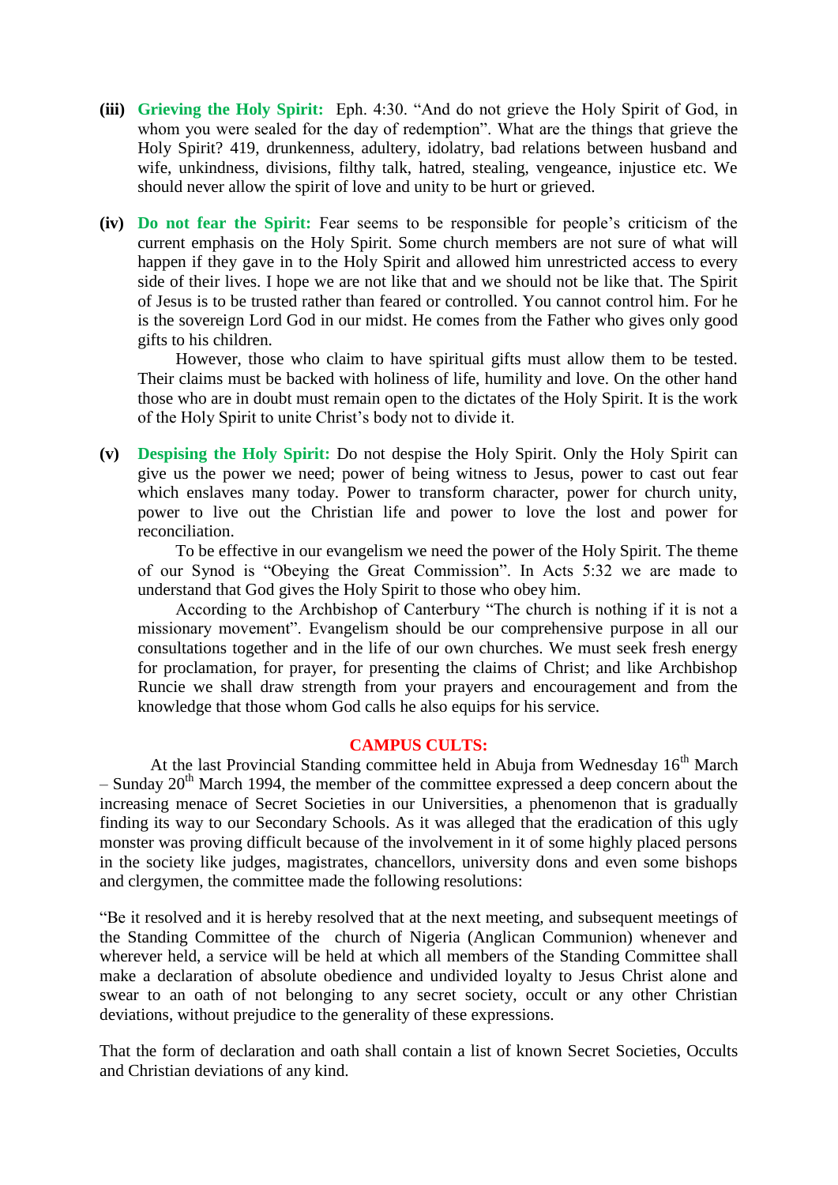**(iii)** **Grieving the Holy Spirit:** Eph. 4:30. “And do not grieve the Holy Spirit of God, in whom you were sealed for the day of redemption”. What are the things that grieve the Holy Spirit? 419, drunkenness, adultery, idolatry, bad relations between husband and wife, unkindness, divisions, filthy talk, hatred, stealing, vengeance, injustice etc. We should never allow the spirit of love and unity to be hurt or grieved.

**(iv)** **Do not fear the Spirit:** Fear seems to be responsible for people’s criticism of the current emphasis on the Holy Spirit. Some church members are not sure of what will happen if they gave in to the Holy Spirit and allowed him unrestricted access to every side of their lives. I hope we are not like that and we should not be like that. The Spirit of Jesus is to be trusted rather than feared or controlled. You cannot control him. For he is the sovereign Lord God in our midst. He comes from the Father who gives only good gifts to his children.

However, those who claim to have spiritual gifts must allow them to be tested. Their claims must be backed with holiness of life, humility and love. On the other hand those who are in doubt must remain open to the dictates of the Holy Spirit. It is the work of the Holy Spirit to unite Christ’s body not to divide it.

**(v)** **Despising the Holy Spirit:** Do not despise the Holy Spirit. Only the Holy Spirit can give us the power we need; power of being witness to Jesus, power to cast out fear which enslaves many today. Power to transform character, power for church unity, power to live out the Christian life and power to love the lost and power for reconciliation.

To be effective in our evangelism we need the power of the Holy Spirit. The theme of our Synod is “Obeying the Great Commission”. In Acts 5:32 we are made to understand that God gives the Holy Spirit to those who obey him.

According to the Archbishop of Canterbury “The church is nothing if it is not a missionary movement”. Evangelism should be our comprehensive purpose in all our consultations together and in the life of our own churches. We must seek fresh energy for proclamation, for prayer, for presenting the claims of Christ; and like Archbishop Runcie we shall draw strength from your prayers and encouragement and from the knowledge that those whom God calls he also equips for his service.

## CAMPUS CULTS:

At the last Provincial Standing committee held in Abuja from Wednesday 16th March – Sunday 20th March 1994, the member of the committee expressed a deep concern about the increasing menace of Secret Societies in our Universities, a phenomenon that is gradually finding its way to our Secondary Schools. As it was alleged that the eradication of this ugly monster was proving difficult because of the involvement in it of some highly placed persons in the society like judges, magistrates, chancellors, university dons and even some bishops and clergymen, the committee made the following resolutions:

“Be it resolved and it is hereby resolved that at the next meeting, and subsequent meetings of the Standing Committee of the church of Nigeria (Anglican Communion) whenever and wherever held, a service will be held at which all members of the Standing Committee shall make a declaration of absolute obedience and undivided loyalty to Jesus Christ alone and swear to an oath of not belonging to any secret society, occult or any other Christian deviations, without prejudice to the generality of these expressions.

That the form of declaration and oath shall contain a list of known Secret Societies, Occults and Christian deviations of any kind.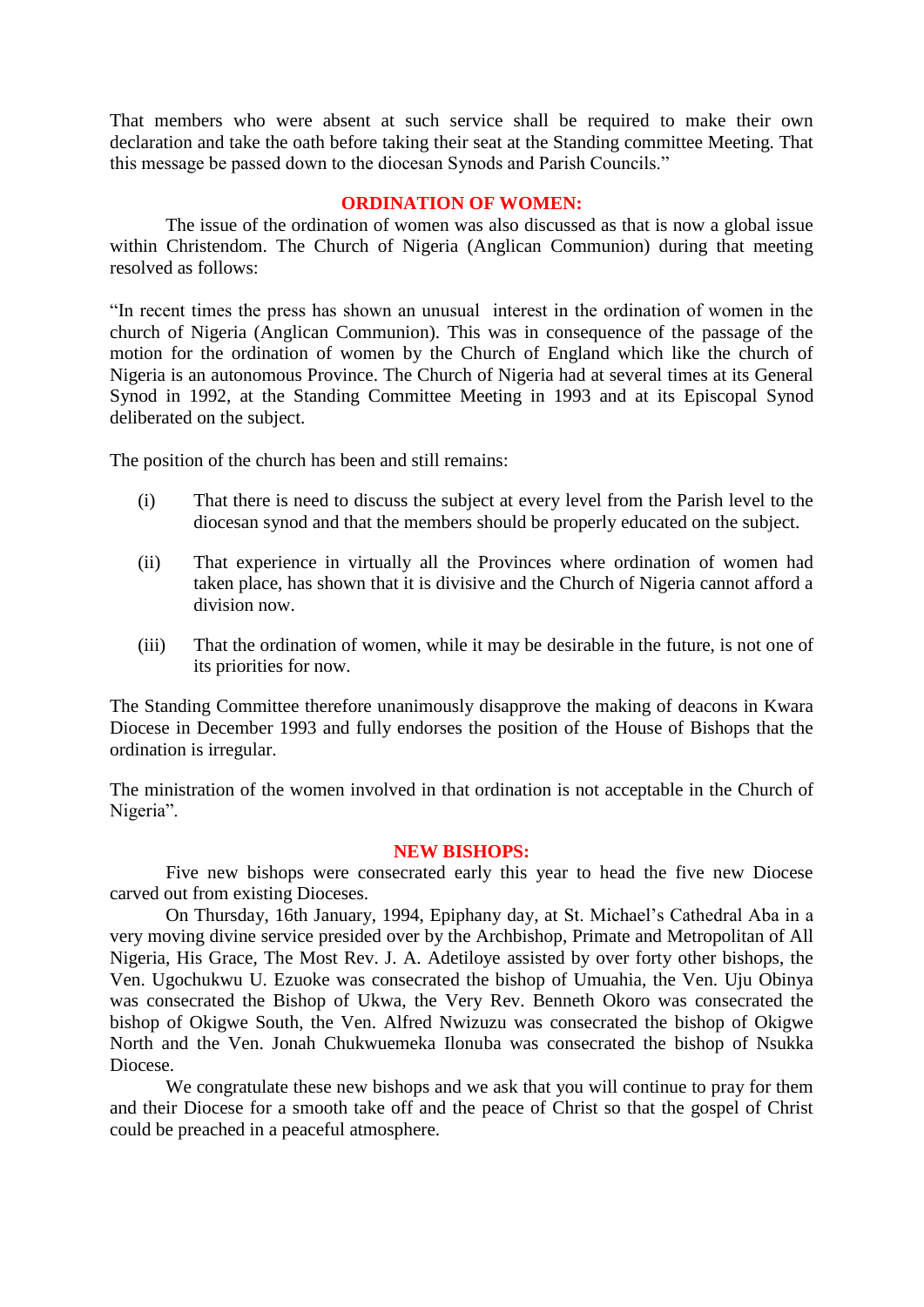That members who were absent at such service shall be required to make their own declaration and take the oath before taking their seat at the Standing committee Meeting. That this message be passed down to the diocesan Synods and Parish Councils."

## ORDINATION OF WOMEN:

The issue of the ordination of women was also discussed as that is now a global issue within Christendom. The Church of Nigeria (Anglican Communion) during that meeting resolved as follows:

"In recent times the press has shown an unusual interest in the ordination of women in the church of Nigeria (Anglican Communion). This was in consequence of the passage of the motion for the ordination of women by the Church of England which like the church of Nigeria is an autonomous Province. The Church of Nigeria had at several times at its General Synod in 1992, at the Standing Committee Meeting in 1993 and at its Episcopal Synod deliberated on the subject.

The position of the church has been and still remains:

(i) That there is need to discuss the subject at every level from the Parish level to the diocesan synod and that the members should be properly educated on the subject.

(ii) That experience in virtually all the Provinces where ordination of women had taken place, has shown that it is divisive and the Church of Nigeria cannot afford a division now.

(iii) That the ordination of women, while it may be desirable in the future, is not one of its priorities for now.

The Standing Committee therefore unanimously disapprove the making of deacons in Kwara Diocese in December 1993 and fully endorses the position of the House of Bishops that the ordination is irregular.

The ministration of the women involved in that ordination is not acceptable in the Church of Nigeria".

## NEW BISHOPS:

Five new bishops were consecrated early this year to head the five new Diocese carved out from existing Dioceses.

On Thursday, 16th January, 1994, Epiphany day, at St. Michael's Cathedral Aba in a very moving divine service presided over by the Archbishop, Primate and Metropolitan of All Nigeria, His Grace, The Most Rev. J. A. Adetiloye assisted by over forty other bishops, the Ven. Ugochukwu U. Ezuoke was consecrated the bishop of Umuahia, the Ven. Uju Obinya was consecrated the Bishop of Ukwa, the Very Rev. Benneth Okoro was consecrated the bishop of Okigwe South, the Ven. Alfred Nwizuzu was consecrated the bishop of Okigwe North and the Ven. Jonah Chukwuemeka Ilonuba was consecrated the bishop of Nsukka Diocese.

We congratulate these new bishops and we ask that you will continue to pray for them and their Diocese for a smooth take off and the peace of Christ so that the gospel of Christ could be preached in a peaceful atmosphere.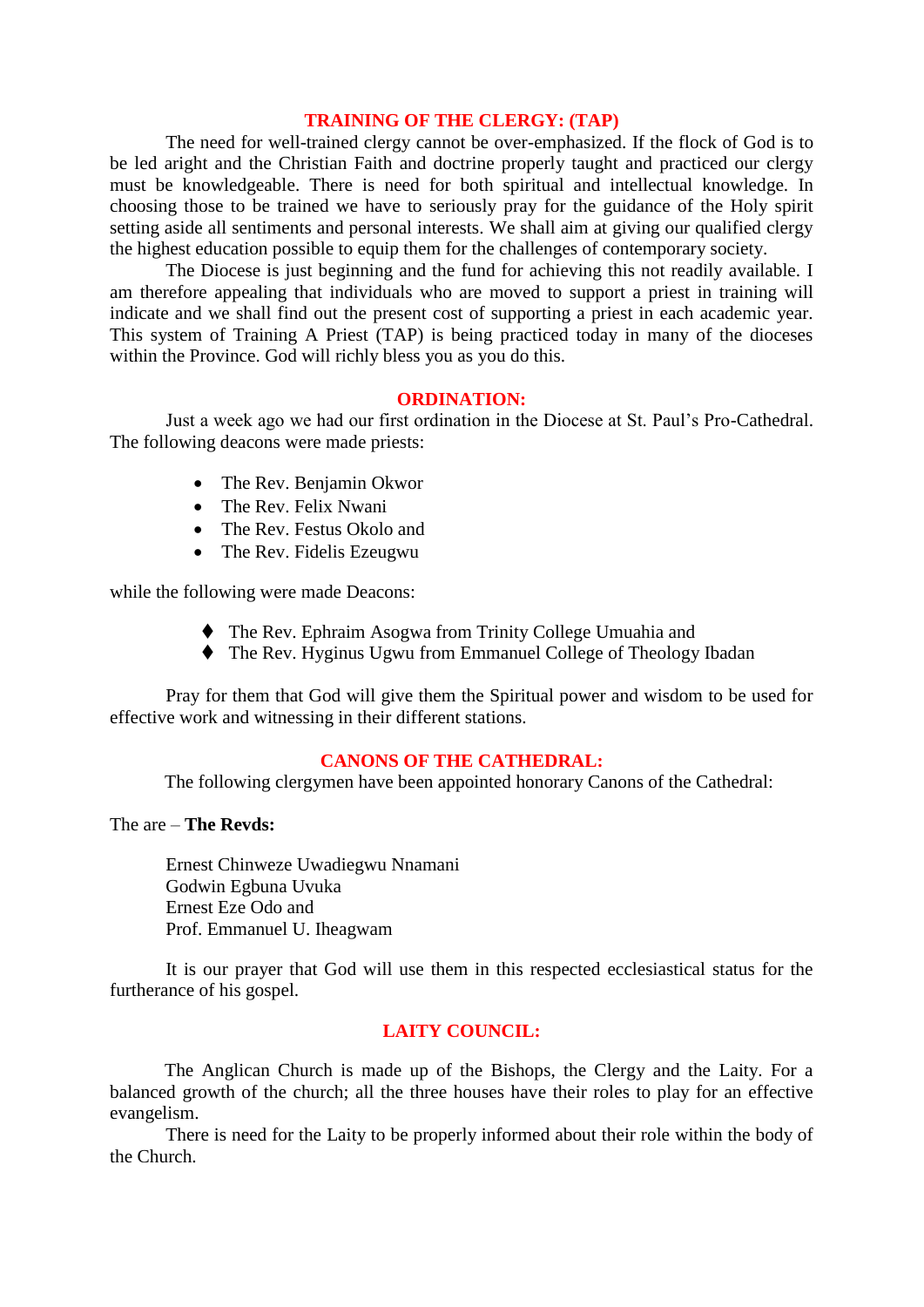## TRAINING OF THE CLERGY: (TAP)

The need for well-trained clergy cannot be over-emphasized. If the flock of God is to be led aright and the Christian Faith and doctrine properly taught and practiced our clergy must be knowledgeable. There is need for both spiritual and intellectual knowledge. In choosing those to be trained we have to seriously pray for the guidance of the Holy spirit setting aside all sentiments and personal interests. We shall aim at giving our qualified clergy the highest education possible to equip them for the challenges of contemporary society.

The Diocese is just beginning and the fund for achieving this not readily available. I am therefore appealing that individuals who are moved to support a priest in training will indicate and we shall find out the present cost of supporting a priest in each academic year. This system of Training A Priest (TAP) is being practiced today in many of the dioceses within the Province. God will richly bless you as you do this.

## ORDINATION:

Just a week ago we had our first ordination in the Diocese at St. Paul's Pro-Cathedral. The following deacons were made priests:

- The Rev. Benjamin Okwor
- The Rev. Felix Nwani
- The Rev. Festus Okolo and
- The Rev. Fidelis Ezeugwu

while the following were made Deacons:

- The Rev. Ephraim Asogwa from Trinity College Umuahia and
- The Rev. Hyginus Ugwu from Emmanuel College of Theology Ibadan

Pray for them that God will give them the Spiritual power and wisdom to be used for effective work and witnessing in their different stations.

## CANONS OF THE CATHEDRAL:

The following clergymen have been appointed honorary Canons of the Cathedral:

The are – **The Revds:**

Ernest Chinweze Uwadiegwu Nnamani  
Godwin Egbuna Uvuka  
Ernest Eze Odo and  
Prof. Emmanuel U. Iheagwam

It is our prayer that God will use them in this respected ecclesiastical status for the furtherance of his gospel.

## LAITY COUNCIL:

The Anglican Church is made up of the Bishops, the Clergy and the Laity. For a balanced growth of the church; all the three houses have their roles to play for an effective evangelism.

There is need for the Laity to be properly informed about their role within the body of the Church.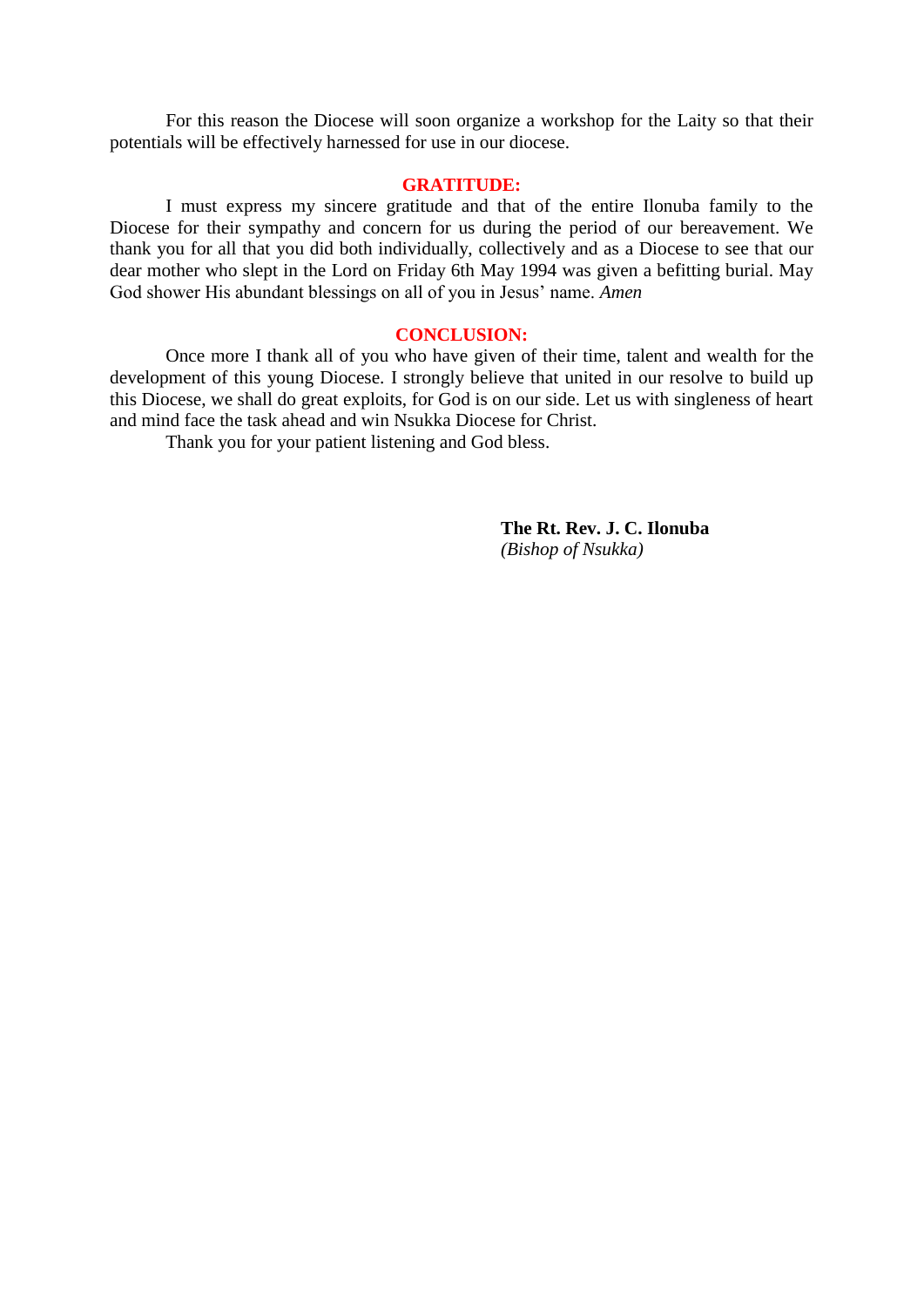For this reason the Diocese will soon organize a workshop for the Laity so that their potentials will be effectively harnessed for use in our diocese.

## GRATITUDE:

I must express my sincere gratitude and that of the entire Ilonuba family to the Diocese for their sympathy and concern for us during the period of our bereavement. We thank you for all that you did both individually, collectively and as a Diocese to see that our dear mother who slept in the Lord on Friday 6th May 1994 was given a befitting burial. May God shower His abundant blessings on all of you in Jesus' name. *Amen*

## CONCLUSION:

Once more I thank all of you who have given of their time, talent and wealth for the development of this young Diocese. I strongly believe that united in our resolve to build up this Diocese, we shall do great exploits, for God is on our side. Let us with singleness of heart and mind face the task ahead and win Nsukka Diocese for Christ.

Thank you for your patient listening and God bless.

**The Rt. Rev. J. C. Ilonuba**
*(Bishop of Nsukka)*